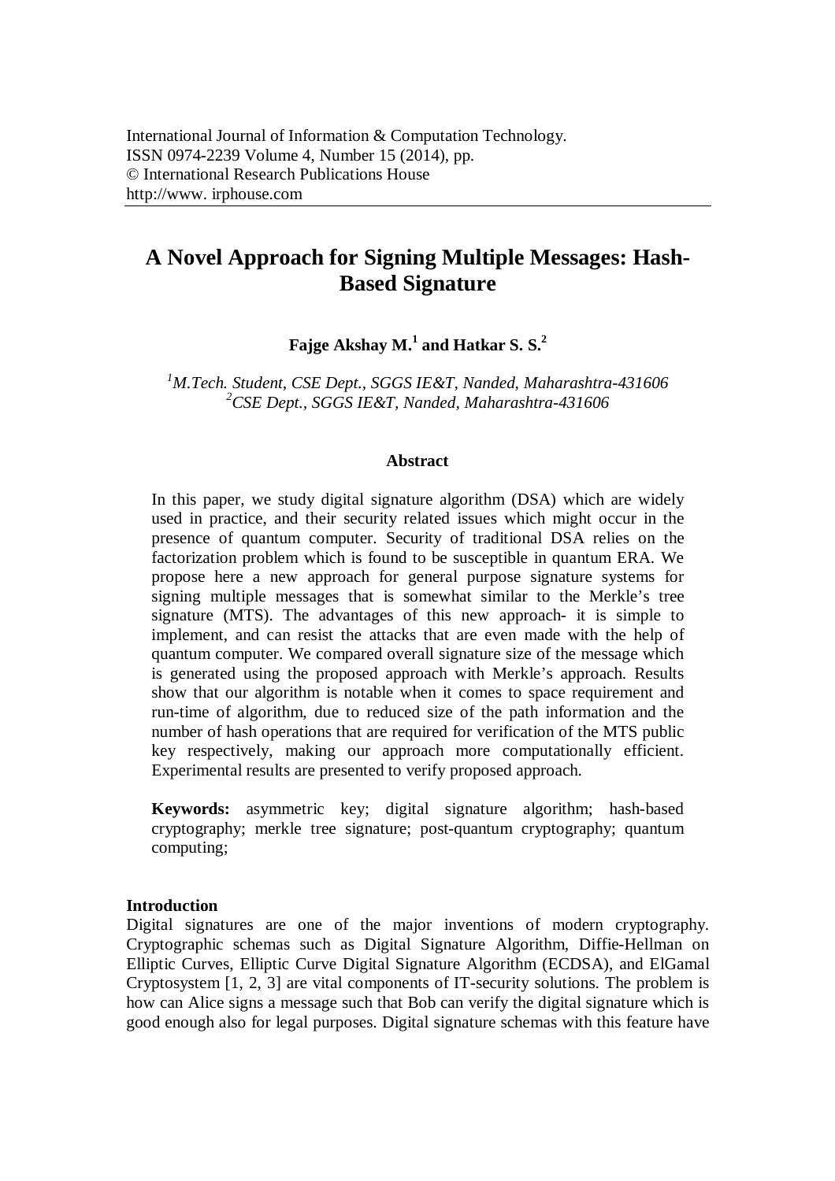International Journal of Information & Computation Technology.
ISSN 0974-2239 Volume 4, Number 15 (2014), pp.
© International Research Publications House
http://www. irphouse.com

# A Novel Approach for Signing Multiple Messages: Hash-Based Signature

**Fajge Akshay M.[1] and Hatkar S. S.[2]**

*[1]M.Tech. Student, CSE Dept., SGGS IE&T, Nanded, Maharashtra-431606*
*[2]CSE Dept., SGGS IE&T, Nanded, Maharashtra-431606*

### Abstract

In this paper, we study digital signature algorithm (DSA) which are widely used in practice, and their security related issues which might occur in the presence of quantum computer. Security of traditional DSA relies on the factorization problem which is found to be susceptible in quantum ERA. We propose here a new approach for general purpose signature systems for signing multiple messages that is somewhat similar to the Merkle's tree signature (MTS). The advantages of this new approach- it is simple to implement, and can resist the attacks that are even made with the help of quantum computer. We compared overall signature size of the message which is generated using the proposed approach with Merkle's approach. Results show that our algorithm is notable when it comes to space requirement and run-time of algorithm, due to reduced size of the path information and the number of hash operations that are required for verification of the MTS public key respectively, making our approach more computationally efficient. Experimental results are presented to verify proposed approach.

**Keywords:** asymmetric key; digital signature algorithm; hash-based cryptography; merkle tree signature; post-quantum cryptography; quantum computing;

## Introduction

Digital signatures are one of the major inventions of modern cryptography. Cryptographic schemas such as Digital Signature Algorithm, Diffie-Hellman on Elliptic Curves, Elliptic Curve Digital Signature Algorithm (ECDSA), and ElGamal Cryptosystem [1, 2, 3] are vital components of IT-security solutions. The problem is how can Alice signs a message such that Bob can verify the digital signature which is good enough also for legal purposes. Digital signature schemas with this feature have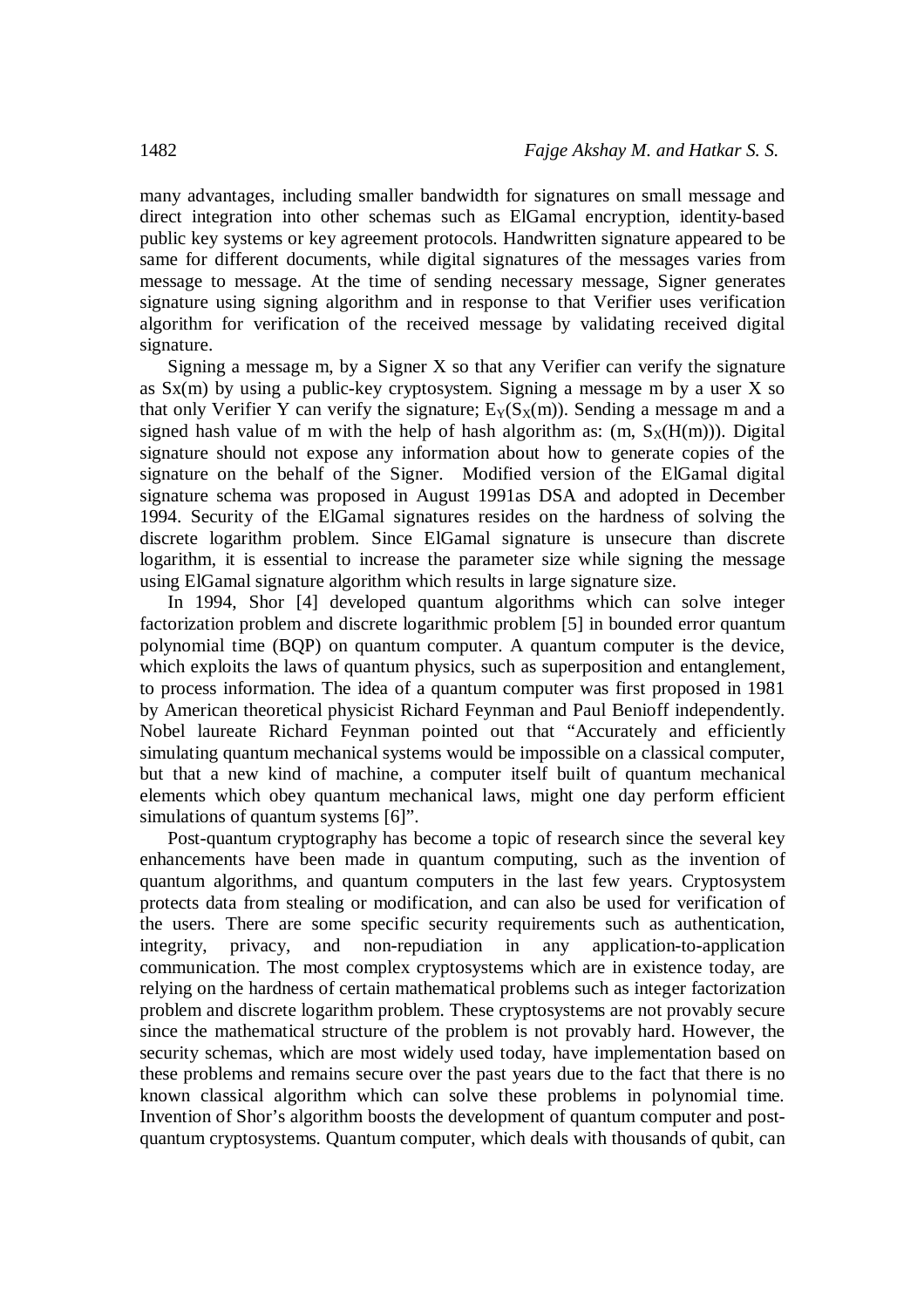many advantages, including smaller bandwidth for signatures on small message and direct integration into other schemas such as ElGamal encryption, identity-based public key systems or key agreement protocols. Handwritten signature appeared to be same for different documents, while digital signatures of the messages varies from message to message. At the time of sending necessary message, Signer generates signature using signing algorithm and in response to that Verifier uses verification algorithm for verification of the received message by validating received digital signature.

Signing a message m, by a Signer X so that any Verifier can verify the signature as Sx(m) by using a public-key cryptosystem. Signing a message m by a user X so that only Verifier Y can verify the signature; $E_Y(S_X(m))$. Sending a message m and a signed hash value of m with the help of hash algorithm as: $(m, S_X(H(m)))$. Digital signature should not expose any information about how to generate copies of the signature on the behalf of the Signer. Modified version of the ElGamal digital signature schema was proposed in August 1991as DSA and adopted in December 1994. Security of the ElGamal signatures resides on the hardness of solving the discrete logarithm problem. Since ElGamal signature is unsecure than discrete logarithm, it is essential to increase the parameter size while signing the message using ElGamal signature algorithm which results in large signature size.

In 1994, Shor [4] developed quantum algorithms which can solve integer factorization problem and discrete logarithmic problem [5] in bounded error quantum polynomial time (BQP) on quantum computer. A quantum computer is the device, which exploits the laws of quantum physics, such as superposition and entanglement, to process information. The idea of a quantum computer was first proposed in 1981 by American theoretical physicist Richard Feynman and Paul Benioff independently. Nobel laureate Richard Feynman pointed out that "Accurately and efficiently simulating quantum mechanical systems would be impossible on a classical computer, but that a new kind of machine, a computer itself built of quantum mechanical elements which obey quantum mechanical laws, might one day perform efficient simulations of quantum systems [6]".

Post-quantum cryptography has become a topic of research since the several key enhancements have been made in quantum computing, such as the invention of quantum algorithms, and quantum computers in the last few years. Cryptosystem protects data from stealing or modification, and can also be used for verification of the users. There are some specific security requirements such as authentication, integrity, privacy, and non-repudiation in any application-to-application communication. The most complex cryptosystems which are in existence today, are relying on the hardness of certain mathematical problems such as integer factorization problem and discrete logarithm problem. These cryptosystems are not provably secure since the mathematical structure of the problem is not provably hard. However, the security schemas, which are most widely used today, have implementation based on these problems and remains secure over the past years due to the fact that there is no known classical algorithm which can solve these problems in polynomial time. Invention of Shor's algorithm boosts the development of quantum computer and post-quantum cryptosystems. Quantum computer, which deals with thousands of qubit, can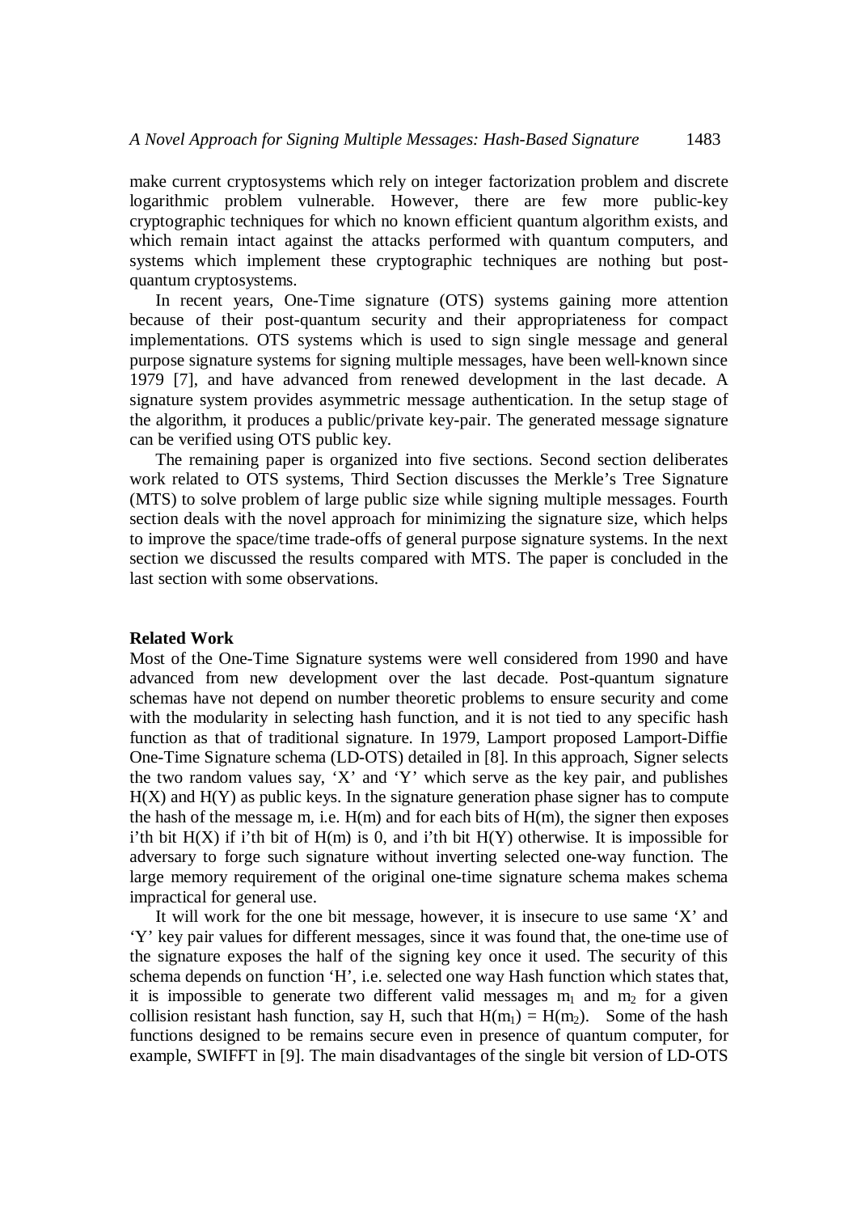make current cryptosystems which rely on integer factorization problem and discrete logarithmic problem vulnerable. However, there are few more public-key cryptographic techniques for which no known efficient quantum algorithm exists, and which remain intact against the attacks performed with quantum computers, and systems which implement these cryptographic techniques are nothing but post-quantum cryptosystems.

In recent years, One-Time signature (OTS) systems gaining more attention because of their post-quantum security and their appropriateness for compact implementations. OTS systems which is used to sign single message and general purpose signature systems for signing multiple messages, have been well-known since 1979 [7], and have advanced from renewed development in the last decade. A signature system provides asymmetric message authentication. In the setup stage of the algorithm, it produces a public/private key-pair. The generated message signature can be verified using OTS public key.

The remaining paper is organized into five sections. Second section deliberates work related to OTS systems, Third Section discusses the Merkle's Tree Signature (MTS) to solve problem of large public size while signing multiple messages. Fourth section deals with the novel approach for minimizing the signature size, which helps to improve the space/time trade-offs of general purpose signature systems. In the next section we discussed the results compared with MTS. The paper is concluded in the last section with some observations.

**Related Work**

Most of the One-Time Signature systems were well considered from 1990 and have advanced from new development over the last decade. Post-quantum signature schemas have not depend on number theoretic problems to ensure security and come with the modularity in selecting hash function, and it is not tied to any specific hash function as that of traditional signature. In 1979, Lamport proposed Lamport-Diffie One-Time Signature schema (LD-OTS) detailed in [8]. In this approach, Signer selects the two random values say, 'X' and 'Y' which serve as the key pair, and publishes H(X) and H(Y) as public keys. In the signature generation phase signer has to compute the hash of the message m, i.e. H(m) and for each bits of H(m), the signer then exposes i'th bit H(X) if i'th bit of H(m) is 0, and i'th bit H(Y) otherwise. It is impossible for adversary to forge such signature without inverting selected one-way function. The large memory requirement of the original one-time signature schema makes schema impractical for general use.

It will work for the one bit message, however, it is insecure to use same 'X' and 'Y' key pair values for different messages, since it was found that, the one-time use of the signature exposes the half of the signing key once it used. The security of this schema depends on function 'H', i.e. selected one way Hash function which states that, it is impossible to generate two different valid messages $m_1$ and $m_2$ for a given collision resistant hash function, say H, such that $H(m_1) = H(m_2)$. Some of the hash functions designed to be remains secure even in presence of quantum computer, for example, SWIFFT in [9]. The main disadvantages of the single bit version of LD-OTS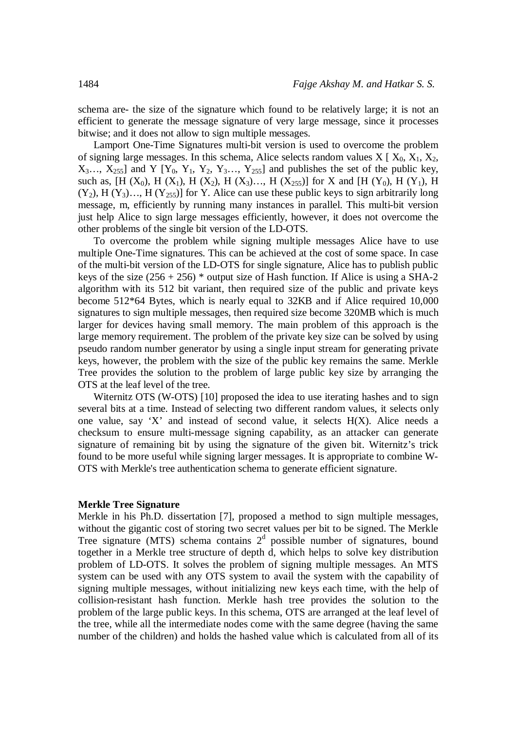schema are- the size of the signature which found to be relatively large; it is not an efficient to generate the message signature of very large message, since it processes bitwise; and it does not allow to sign multiple messages.

Lamport One-Time Signatures multi-bit version is used to overcome the problem of signing large messages. In this schema, Alice selects random values X [ $X_0$, $X_1$, $X_2$, $X_3$…, $X_{255}$] and Y [$Y_0$, $Y_1$, $Y_2$, $Y_3$…, $Y_{255}$] and publishes the set of the public key, such as, [H ($X_0$), H ($X_1$), H ($X_2$), H ($X_3$)…, H ($X_{255}$)] for X and [H ($Y_0$), H ($Y_1$), H ($Y_2$), H ($Y_3$)…, H ($Y_{255}$)] for Y. Alice can use these public keys to sign arbitrarily long message, m, efficiently by running many instances in parallel. This multi-bit version just help Alice to sign large messages efficiently, however, it does not overcome the other problems of the single bit version of the LD-OTS.

To overcome the problem while signing multiple messages Alice have to use multiple One-Time signatures. This can be achieved at the cost of some space. In case of the multi-bit version of the LD-OTS for single signature, Alice has to publish public keys of the size (256 + 256) * output size of Hash function. If Alice is using a SHA-2 algorithm with its 512 bit variant, then required size of the public and private keys become 512*64 Bytes, which is nearly equal to 32KB and if Alice required 10,000 signatures to sign multiple messages, then required size become 320MB which is much larger for devices having small memory. The main problem of this approach is the large memory requirement. The problem of the private key size can be solved by using pseudo random number generator by using a single input stream for generating private keys, however, the problem with the size of the public key remains the same. Merkle Tree provides the solution to the problem of large public key size by arranging the OTS at the leaf level of the tree.

Witernitz OTS (W-OTS) [10] proposed the idea to use iterating hashes and to sign several bits at a time. Instead of selecting two different random values, it selects only one value, say 'X' and instead of second value, it selects H(X). Alice needs a checksum to ensure multi-message signing capability, as an attacker can generate signature of remaining bit by using the signature of the given bit. Witernitz's trick found to be more useful while signing larger messages. It is appropriate to combine W-OTS with Merkle's tree authentication schema to generate efficient signature.

**Merkle Tree Signature**

Merkle in his Ph.D. dissertation [7], proposed a method to sign multiple messages, without the gigantic cost of storing two secret values per bit to be signed. The Merkle Tree signature (MTS) schema contains $2^d$ possible number of signatures, bound together in a Merkle tree structure of depth d, which helps to solve key distribution problem of LD-OTS. It solves the problem of signing multiple messages. An MTS system can be used with any OTS system to avail the system with the capability of signing multiple messages, without initializing new keys each time, with the help of collision-resistant hash function. Merkle hash tree provides the solution to the problem of the large public keys. In this schema, OTS are arranged at the leaf level of the tree, while all the intermediate nodes come with the same degree (having the same number of the children) and holds the hashed value which is calculated from all of its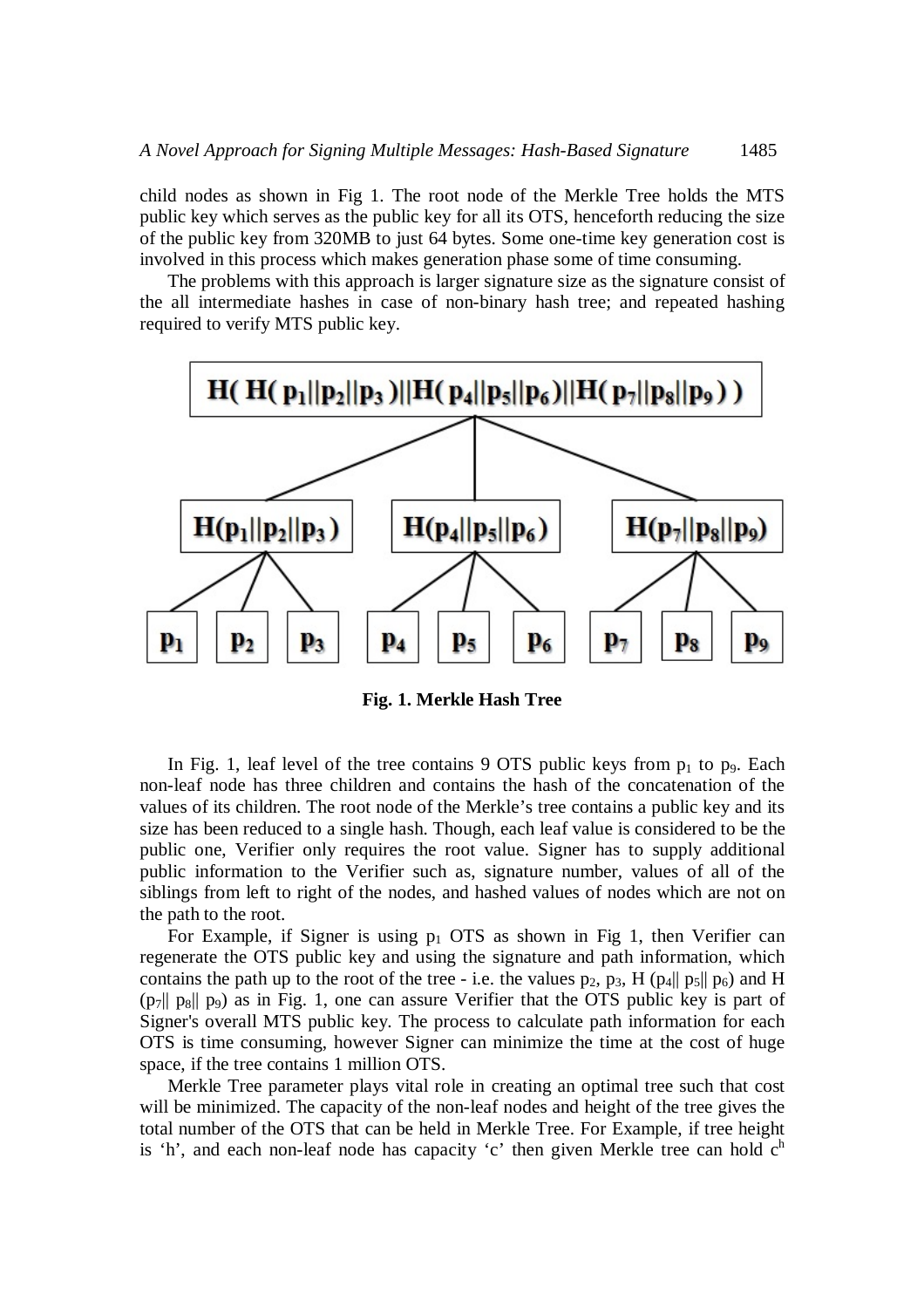child nodes as shown in Fig 1. The root node of the Merkle Tree holds the MTS public key which serves as the public key for all its OTS, henceforth reducing the size of the public key from 320MB to just 64 bytes. Some one-time key generation cost is involved in this process which makes generation phase some of time consuming.

The problems with this approach is larger signature size as the signature consist of the all intermediate hashes in case of non-binary hash tree; and repeated hashing required to verify MTS public key.

$$H(\, H(\, p_1||p_2||p_3\,)||H(\, p_4||p_5||p_6)||H(\, p_7||p_8||p_9\,)\,)$$

$H(p_1||p_2||p_3)$ $H(p_4||p_5||p_6)$ $H(p_7||p_8||p_9)$

$p_1$ $p_2$ $p_3$ $p_4$ $p_5$ $p_6$ $p_7$ $p_8$ $p_9$

**Fig. 1. Merkle Hash Tree**

In Fig. 1, leaf level of the tree contains 9 OTS public keys from $p_1$ to $p_9$. Each non-leaf node has three children and contains the hash of the concatenation of the values of its children. The root node of the Merkle's tree contains a public key and its size has been reduced to a single hash. Though, each leaf value is considered to be the public one, Verifier only requires the root value. Signer has to supply additional public information to the Verifier such as, signature number, values of all of the siblings from left to right of the nodes, and hashed values of nodes which are not on the path to the root.

For Example, if Signer is using $p_1$ OTS as shown in Fig 1, then Verifier can regenerate the OTS public key and using the signature and path information, which contains the path up to the root of the tree - i.e. the values $p_2$, $p_3$, $H\,(p_4||\, p_5||\, p_6)$ and $H\,(p_7||\, p_8||\, p_9)$ as in Fig. 1, one can assure Verifier that the OTS public key is part of Signer's overall MTS public key. The process to calculate path information for each OTS is time consuming, however Signer can minimize the time at the cost of huge space, if the tree contains 1 million OTS.

Merkle Tree parameter plays vital role in creating an optimal tree such that cost will be minimized. The capacity of the non-leaf nodes and height of the tree gives the total number of the OTS that can be held in Merkle Tree. For Example, if tree height is 'h', and each non-leaf node has capacity 'c' then given Merkle tree can hold $c^h$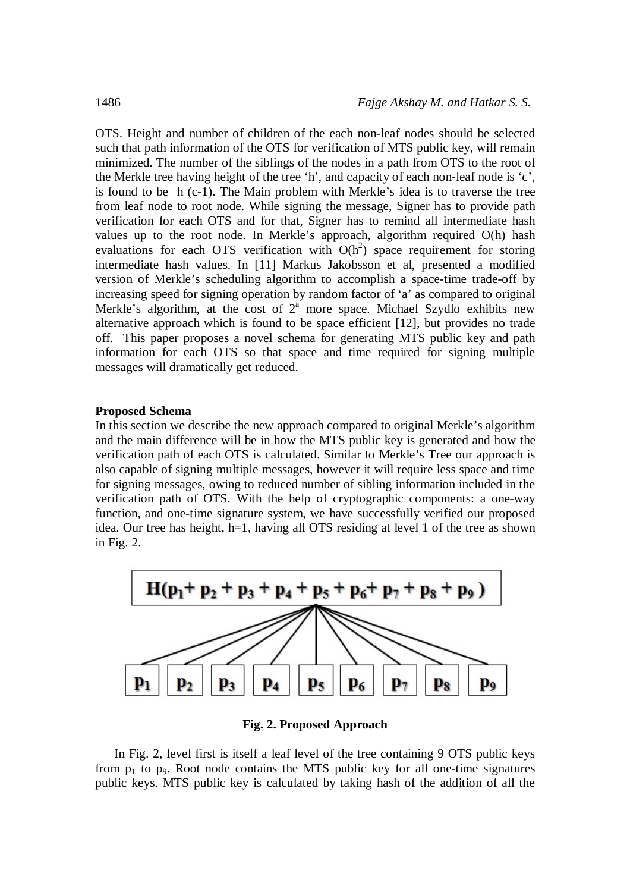OTS. Height and number of children of the each non-leaf nodes should be selected such that path information of the OTS for verification of MTS public key, will remain minimized. The number of the siblings of the nodes in a path from OTS to the root of the Merkle tree having height of the tree 'h', and capacity of each non-leaf node is 'c', is found to be h (c-1). The Main problem with Merkle's idea is to traverse the tree from leaf node to root node. While signing the message, Signer has to provide path verification for each OTS and for that, Signer has to remind all intermediate hash values up to the root node. In Merkle's approach, algorithm required O(h) hash evaluations for each OTS verification with $O(h^2)$ space requirement for storing intermediate hash values. In [11] Markus Jakobsson et al, presented a modified version of Merkle's scheduling algorithm to accomplish a space-time trade-off by increasing speed for signing operation by random factor of 'a' as compared to original Merkle's algorithm, at the cost of $2^a$ more space. Michael Szydlo exhibits new alternative approach which is found to be space efficient [12], but provides no trade off. This paper proposes a novel schema for generating MTS public key and path information for each OTS so that space and time required for signing multiple messages will dramatically get reduced.

**Proposed Schema**

In this section we describe the new approach compared to original Merkle's algorithm and the main difference will be in how the MTS public key is generated and how the verification path of each OTS is calculated. Similar to Merkle's Tree our approach is also capable of signing multiple messages, however it will require less space and time for signing messages, owing to reduced number of sibling information included in the verification path of OTS. With the help of cryptographic components: a one-way function, and one-time signature system, we have successfully verified our proposed idea. Our tree has height, h=1, having all OTS residing at level 1 of the tree as shown in Fig. 2.

$$H(p_1 + p_2 + p_3 + p_4 + p_5 + p_6 + p_7 + p_8 + p_9)$$

$p_1$ $p_2$ $p_3$ $p_4$ $p_5$ $p_6$ $p_7$ $p_8$ $p_9$

**Fig. 2. Proposed Approach**

In Fig. 2, level first is itself a leaf level of the tree containing 9 OTS public keys from $p_1$ to $p_9$. Root node contains the MTS public key for all one-time signatures public keys. MTS public key is calculated by taking hash of the addition of all the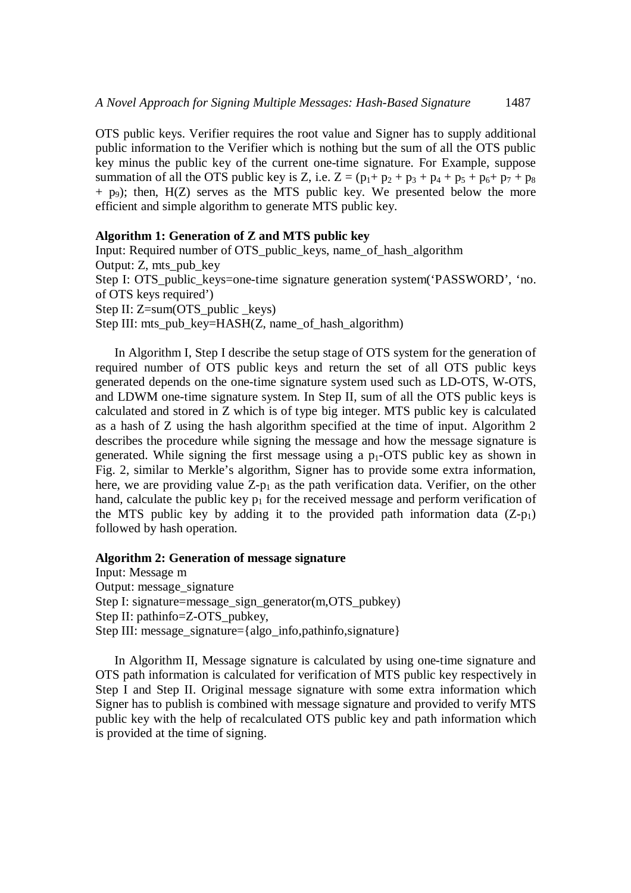OTS public keys. Verifier requires the root value and Signer has to supply additional public information to the Verifier which is nothing but the sum of all the OTS public key minus the public key of the current one-time signature. For Example, suppose summation of all the OTS public key is Z, i.e. $Z = (p_1 + p_2 + p_3 + p_4 + p_5 + p_6 + p_7 + p_8 + p_9)$; then, H(Z) serves as the MTS public key. We presented below the more efficient and simple algorithm to generate MTS public key.

**Algorithm 1: Generation of Z and MTS public key**

Input: Required number of OTS_public_keys, name_of_hash_algorithm
Output: Z, mts_pub_key
Step I: OTS_public_keys=one-time signature generation system('PASSWORD', 'no. of OTS keys required')
Step II: Z=sum(OTS_public _keys)
Step III: mts_pub_key=HASH(Z, name_of_hash_algorithm)

In Algorithm I, Step I describe the setup stage of OTS system for the generation of required number of OTS public keys and return the set of all OTS public keys generated depends on the one-time signature system used such as LD-OTS, W-OTS, and LDWM one-time signature system. In Step II, sum of all the OTS public keys is calculated and stored in Z which is of type big integer. MTS public key is calculated as a hash of Z using the hash algorithm specified at the time of input. Algorithm 2 describes the procedure while signing the message and how the message signature is generated. While signing the first message using a $p_1$-OTS public key as shown in Fig. 2, similar to Merkle's algorithm, Signer has to provide some extra information, here, we are providing value $Z\text{-}p_1$ as the path verification data. Verifier, on the other hand, calculate the public key $p_1$ for the received message and perform verification of the MTS public key by adding it to the provided path information data $(Z\text{-}p_1)$ followed by hash operation.

**Algorithm 2: Generation of message signature**

Input: Message m
Output: message_signature
Step I: signature=message_sign_generator(m,OTS_pubkey)
Step II: pathinfo=Z-OTS_pubkey,
Step III: message_signature={algo_info,pathinfo,signature}

In Algorithm II, Message signature is calculated by using one-time signature and OTS path information is calculated for verification of MTS public key respectively in Step I and Step II. Original message signature with some extra information which Signer has to publish is combined with message signature and provided to verify MTS public key with the help of recalculated OTS public key and path information which is provided at the time of signing.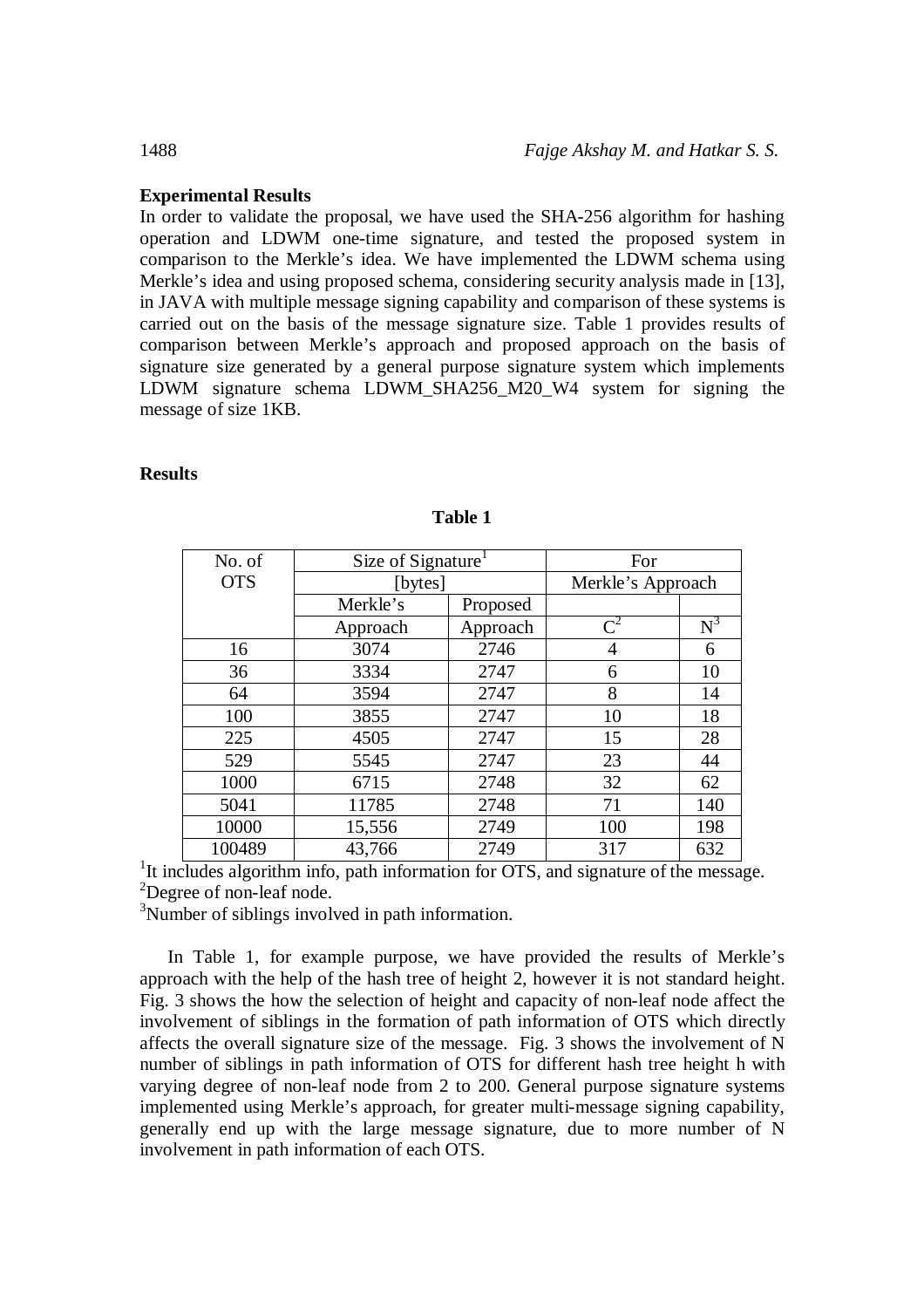**Experimental Results**

In order to validate the proposal, we have used the SHA-256 algorithm for hashing operation and LDWM one-time signature, and tested the proposed system in comparison to the Merkle's idea. We have implemented the LDWM schema using Merkle's idea and using proposed schema, considering security analysis made in [13], in JAVA with multiple message signing capability and comparison of these systems is carried out on the basis of the message signature size. Table 1 provides results of comparison between Merkle's approach and proposed approach on the basis of signature size generated by a general purpose signature system which implements LDWM signature schema LDWM_SHA256_M20_W4 system for signing the message of size 1KB.

**Results**

**Table 1**

| No. of OTS | Size of Signature[1] [bytes] | | For Merkle's Approach | |
|---|---|---|---|---|
| | Merkle's Approach | Proposed Approach | C[2] | N[3] |
| 16 | 3074 | 2746 | 4 | 6 |
| 36 | 3334 | 2747 | 6 | 10 |
| 64 | 3594 | 2747 | 8 | 14 |
| 100 | 3855 | 2747 | 10 | 18 |
| 225 | 4505 | 2747 | 15 | 28 |
| 529 | 5545 | 2747 | 23 | 44 |
| 1000 | 6715 | 2748 | 32 | 62 |
| 5041 | 11785 | 2748 | 71 | 140 |
| 10000 | 15,556 | 2749 | 100 | 198 |
| 100489 | 43,766 | 2749 | 317 | 632 |

[1]It includes algorithm info, path information for OTS, and signature of the message.
[2]Degree of non-leaf node.
[3]Number of siblings involved in path information.

In Table 1, for example purpose, we have provided the results of Merkle's approach with the help of the hash tree of height 2, however it is not standard height. Fig. 3 shows the how the selection of height and capacity of non-leaf node affect the involvement of siblings in the formation of path information of OTS which directly affects the overall signature size of the message. Fig. 3 shows the involvement of N number of siblings in path information of OTS for different hash tree height h with varying degree of non-leaf node from 2 to 200. General purpose signature systems implemented using Merkle's approach, for greater multi-message signing capability, generally end up with the large message signature, due to more number of N involvement in path information of each OTS.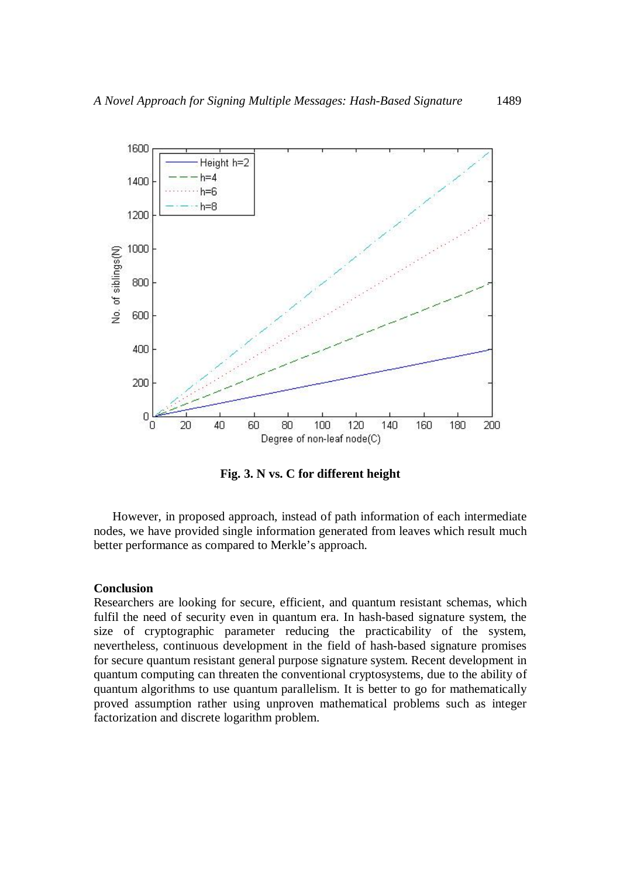Fig. 3. N vs. C for different height

However, in proposed approach, instead of path information of each intermediate nodes, we have provided single information generated from leaves which result much better performance as compared to Merkle's approach.

**Conclusion**

Researchers are looking for secure, efficient, and quantum resistant schemas, which fulfil the need of security even in quantum era. In hash-based signature system, the size of cryptographic parameter reducing the practicability of the system, nevertheless, continuous development in the field of hash-based signature promises for secure quantum resistant general purpose signature system. Recent development in quantum computing can threaten the conventional cryptosystems, due to the ability of quantum algorithms to use quantum parallelism. It is better to go for mathematically proved assumption rather using unproven mathematical problems such as integer factorization and discrete logarithm problem.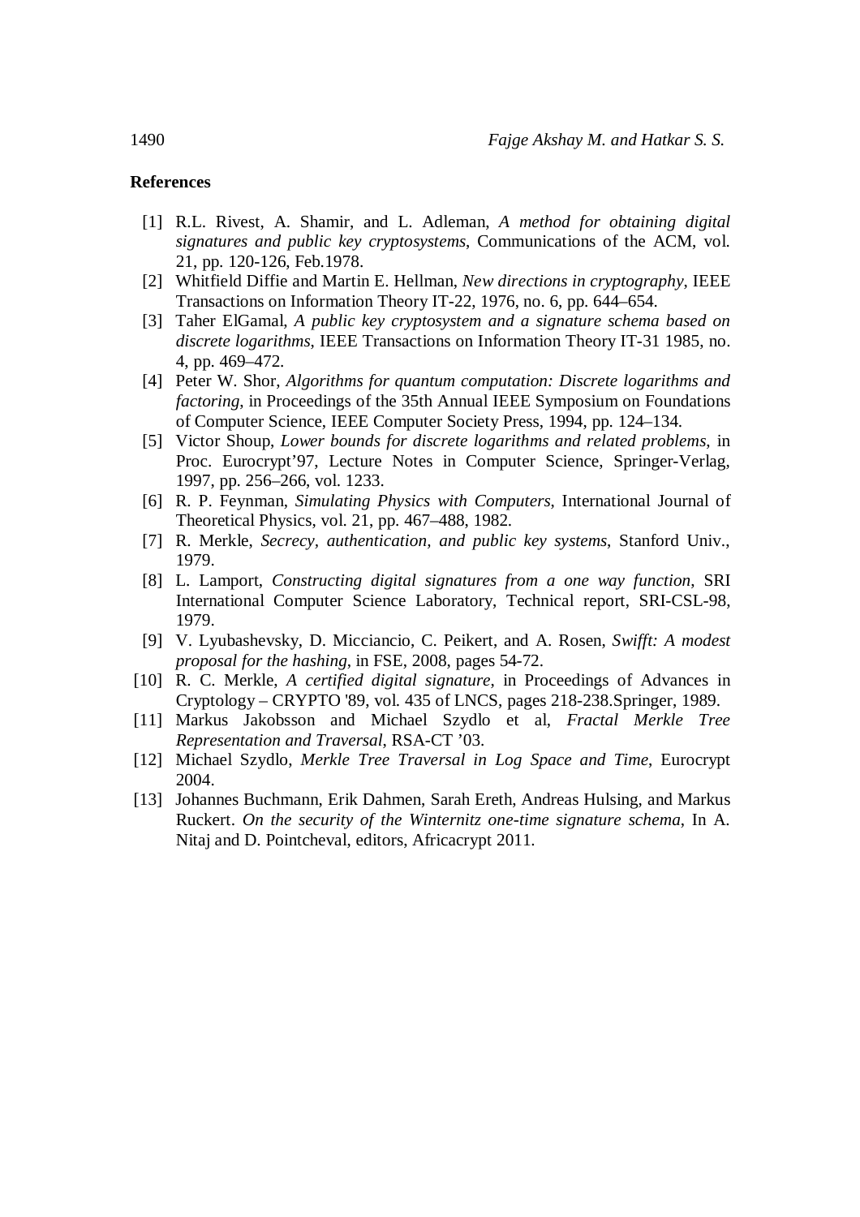## References

[1] R.L. Rivest, A. Shamir, and L. Adleman, *A method for obtaining digital signatures and public key cryptosystems*, Communications of the ACM, vol. 21, pp. 120-126, Feb.1978.

[2] Whitfield Diffie and Martin E. Hellman, *New directions in cryptography*, IEEE Transactions on Information Theory IT-22, 1976, no. 6, pp. 644–654.

[3] Taher ElGamal, *A public key cryptosystem and a signature schema based on discrete logarithms*, IEEE Transactions on Information Theory IT-31 1985, no. 4, pp. 469–472.

[4] Peter W. Shor, *Algorithms for quantum computation: Discrete logarithms and factoring*, in Proceedings of the 35th Annual IEEE Symposium on Foundations of Computer Science, IEEE Computer Society Press, 1994, pp. 124–134.

[5] Victor Shoup, *Lower bounds for discrete logarithms and related problems*, in Proc. Eurocrypt'97, Lecture Notes in Computer Science, Springer-Verlag, 1997, pp. 256–266, vol. 1233.

[6] R. P. Feynman, *Simulating Physics with Computers*, International Journal of Theoretical Physics, vol. 21, pp. 467–488, 1982.

[7] R. Merkle, *Secrecy, authentication, and public key systems*, Stanford Univ., 1979.

[8] L. Lamport, *Constructing digital signatures from a one way function*, SRI International Computer Science Laboratory, Technical report, SRI-CSL-98, 1979.

[9] V. Lyubashevsky, D. Micciancio, C. Peikert, and A. Rosen, *Swifft: A modest proposal for the hashing*, in FSE, 2008, pages 54-72.

[10] R. C. Merkle, *A certified digital signature*, in Proceedings of Advances in Cryptology – CRYPTO '89, vol. 435 of LNCS, pages 218-238.Springer, 1989.

[11] Markus Jakobsson and Michael Szydlo et al, *Fractal Merkle Tree Representation and Traversal*, RSA-CT '03.

[12] Michael Szydlo, *Merkle Tree Traversal in Log Space and Time*, Eurocrypt 2004.

[13] Johannes Buchmann, Erik Dahmen, Sarah Ereth, Andreas Hulsing, and Markus Ruckert. *On the security of the Winternitz one-time signature schema*, In A. Nitaj and D. Pointcheval, editors, Africacrypt 2011.